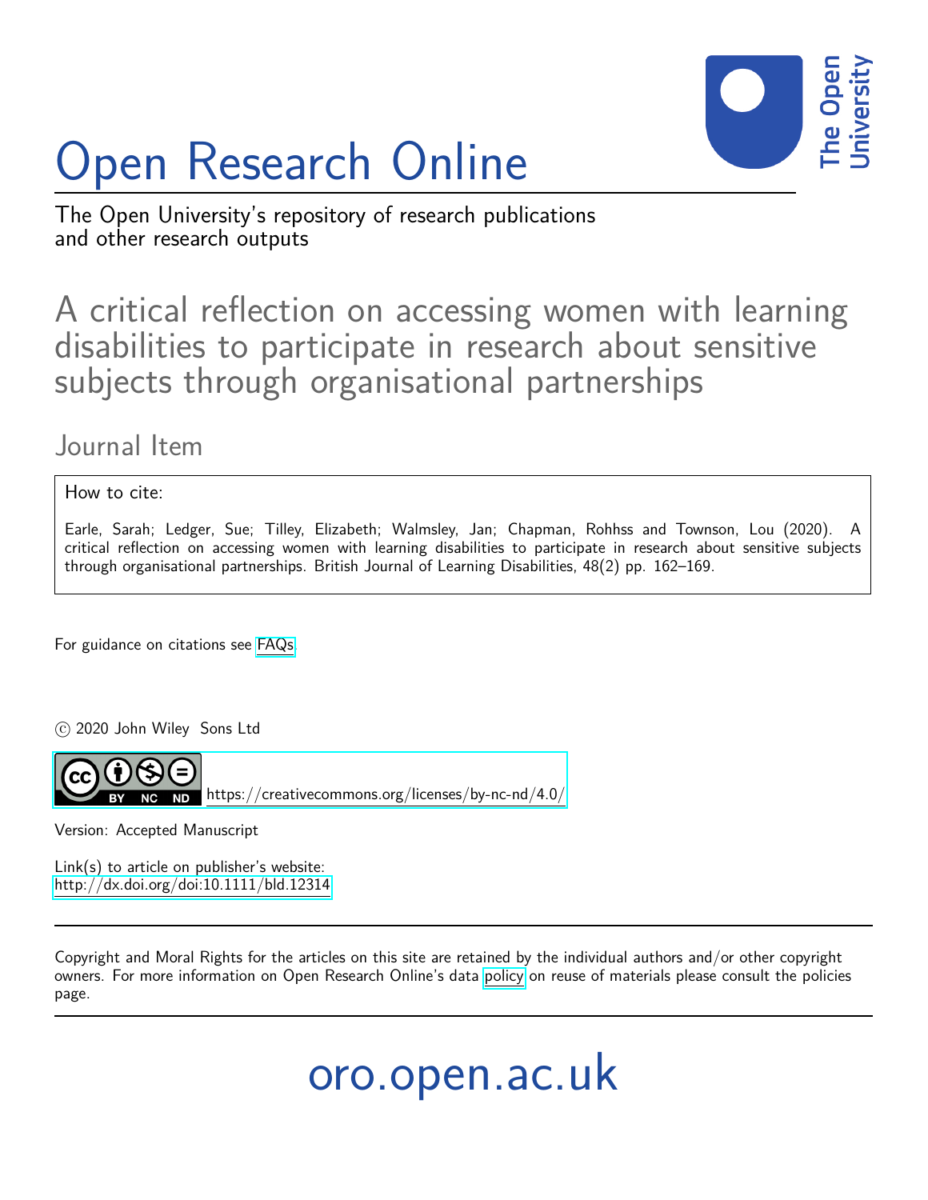# Open Research Online

The Open University's repository of research publications and other research outputs

## A critical reflection on accessing women with learning disabilities to participate in research about sensitive subjects through organisational partnerships

Journal Item

How to cite:

Earle, Sarah; Ledger, Sue; Tilley, Elizabeth; Walmsley, Jan; Chapman, Rohhss and Townson, Lou (2020). A critical reflection on accessing women with learning disabilities to participate in research about sensitive subjects through organisational partnerships. British Journal of Learning Disabilities, 48(2) pp. 162–169.

For guidance on citations see FAQs.

© 2020 John Wiley Sons Ltd

https://creativecommons.org/licenses/by-nc-nd/4.0/

Version: Accepted Manuscript

Link(s) to article on publisher's website:
http://dx.doi.org/doi:10.1111/bld.12314

Copyright and Moral Rights for the articles on this site are retained by the individual authors and/or other copyright owners. For more information on Open Research Online's data policy on reuse of materials please consult the policies page.

oro.open.ac.uk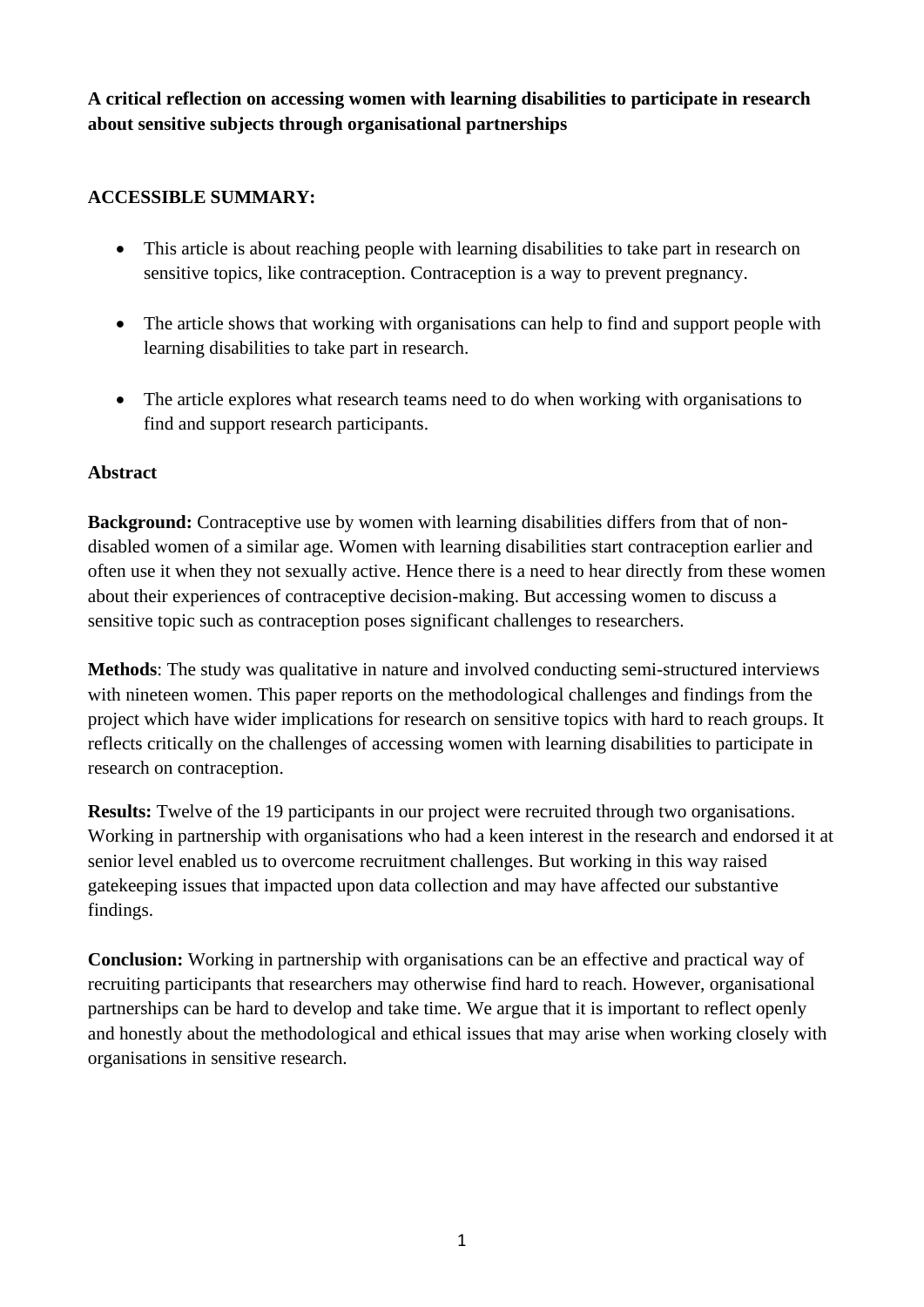**A critical reflection on accessing women with learning disabilities to participate in research about sensitive subjects through organisational partnerships**

**ACCESSIBLE SUMMARY:**

- This article is about reaching people with learning disabilities to take part in research on sensitive topics, like contraception. Contraception is a way to prevent pregnancy.
- The article shows that working with organisations can help to find and support people with learning disabilities to take part in research.
- The article explores what research teams need to do when working with organisations to find and support research participants.

**Abstract**

**Background:** Contraceptive use by women with learning disabilities differs from that of non-disabled women of a similar age. Women with learning disabilities start contraception earlier and often use it when they not sexually active. Hence there is a need to hear directly from these women about their experiences of contraceptive decision-making. But accessing women to discuss a sensitive topic such as contraception poses significant challenges to researchers.

**Methods**: The study was qualitative in nature and involved conducting semi-structured interviews with nineteen women. This paper reports on the methodological challenges and findings from the project which have wider implications for research on sensitive topics with hard to reach groups. It reflects critically on the challenges of accessing women with learning disabilities to participate in research on contraception.

**Results:** Twelve of the 19 participants in our project were recruited through two organisations. Working in partnership with organisations who had a keen interest in the research and endorsed it at senior level enabled us to overcome recruitment challenges. But working in this way raised gatekeeping issues that impacted upon data collection and may have affected our substantive findings.

**Conclusion:** Working in partnership with organisations can be an effective and practical way of recruiting participants that researchers may otherwise find hard to reach. However, organisational partnerships can be hard to develop and take time. We argue that it is important to reflect openly and honestly about the methodological and ethical issues that may arise when working closely with organisations in sensitive research.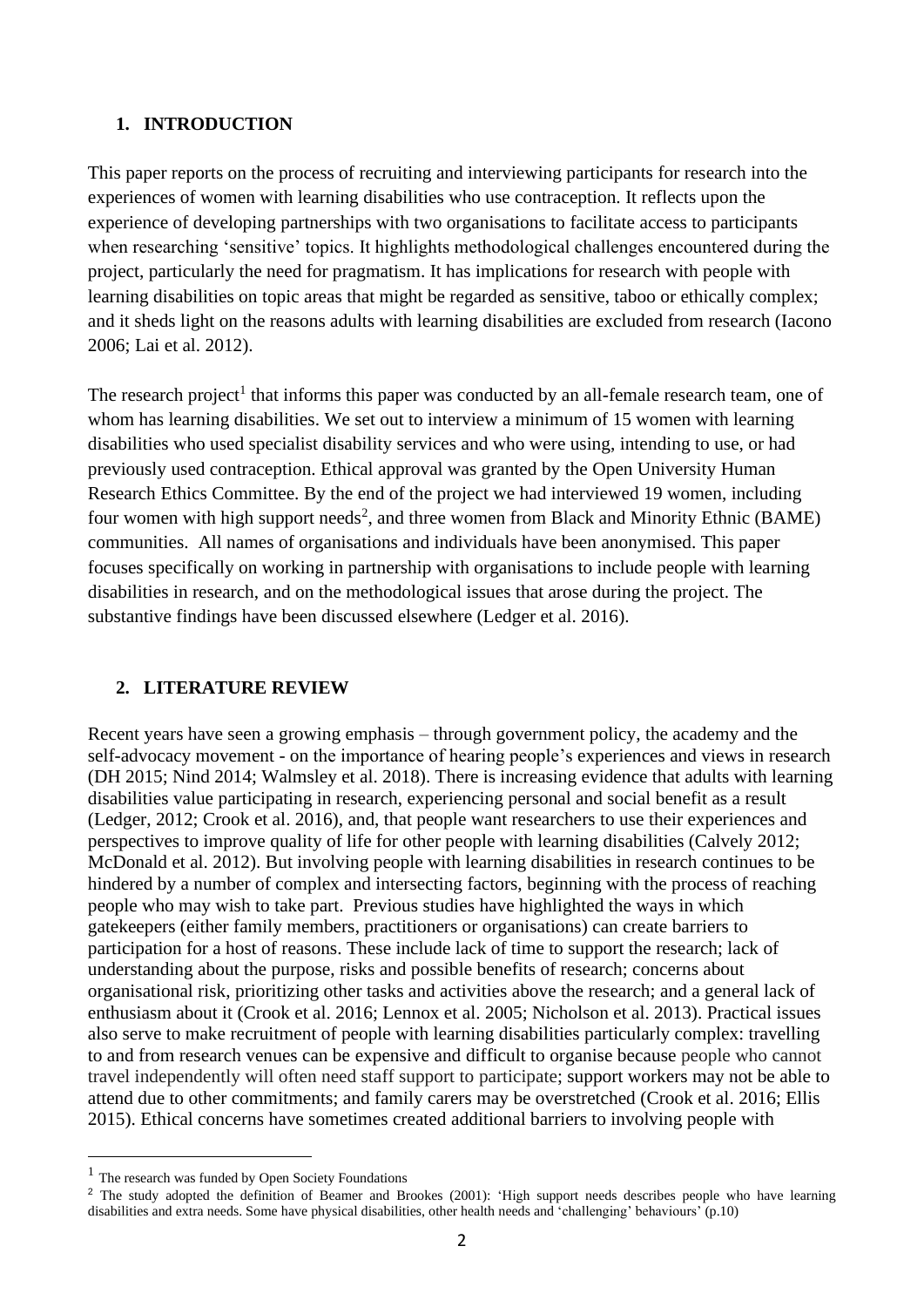## 1. INTRODUCTION

This paper reports on the process of recruiting and interviewing participants for research into the experiences of women with learning disabilities who use contraception. It reflects upon the experience of developing partnerships with two organisations to facilitate access to participants when researching 'sensitive' topics. It highlights methodological challenges encountered during the project, particularly the need for pragmatism. It has implications for research with people with learning disabilities on topic areas that might be regarded as sensitive, taboo or ethically complex; and it sheds light on the reasons adults with learning disabilities are excluded from research (Iacono 2006; Lai et al. 2012).

The research project[1] that informs this paper was conducted by an all-female research team, one of whom has learning disabilities. We set out to interview a minimum of 15 women with learning disabilities who used specialist disability services and who were using, intending to use, or had previously used contraception. Ethical approval was granted by the Open University Human Research Ethics Committee. By the end of the project we had interviewed 19 women, including four women with high support needs[2], and three women from Black and Minority Ethnic (BAME) communities. All names of organisations and individuals have been anonymised. This paper focuses specifically on working in partnership with organisations to include people with learning disabilities in research, and on the methodological issues that arose during the project. The substantive findings have been discussed elsewhere (Ledger et al. 2016).

## 2. LITERATURE REVIEW

Recent years have seen a growing emphasis – through government policy, the academy and the self-advocacy movement - on the importance of hearing people's experiences and views in research (DH 2015; Nind 2014; Walmsley et al. 2018). There is increasing evidence that adults with learning disabilities value participating in research, experiencing personal and social benefit as a result (Ledger, 2012; Crook et al. 2016), and, that people want researchers to use their experiences and perspectives to improve quality of life for other people with learning disabilities (Calvely 2012; McDonald et al. 2012). But involving people with learning disabilities in research continues to be hindered by a number of complex and intersecting factors, beginning with the process of reaching people who may wish to take part. Previous studies have highlighted the ways in which gatekeepers (either family members, practitioners or organisations) can create barriers to participation for a host of reasons. These include lack of time to support the research; lack of understanding about the purpose, risks and possible benefits of research; concerns about organisational risk, prioritizing other tasks and activities above the research; and a general lack of enthusiasm about it (Crook et al. 2016; Lennox et al. 2005; Nicholson et al. 2013). Practical issues also serve to make recruitment of people with learning disabilities particularly complex: travelling to and from research venues can be expensive and difficult to organise because people who cannot travel independently will often need staff support to participate; support workers may not be able to attend due to other commitments; and family carers may be overstretched (Crook et al. 2016; Ellis 2015). Ethical concerns have sometimes created additional barriers to involving people with

---

[1] The research was funded by Open Society Foundations

[2] The study adopted the definition of Beamer and Brookes (2001): 'High support needs describes people who have learning disabilities and extra needs. Some have physical disabilities, other health needs and 'challenging' behaviours' (p.10)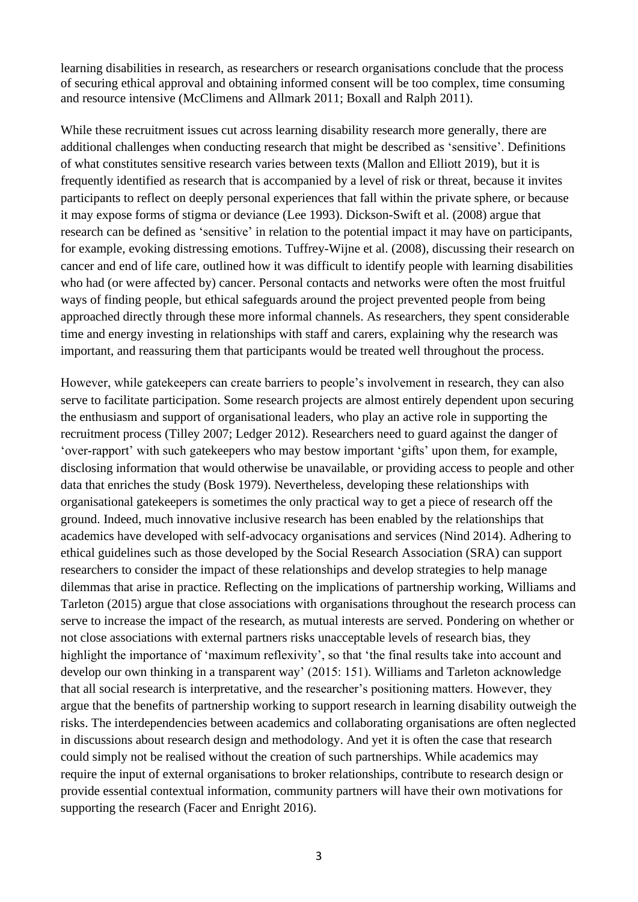learning disabilities in research, as researchers or research organisations conclude that the process of securing ethical approval and obtaining informed consent will be too complex, time consuming and resource intensive (McClimens and Allmark 2011; Boxall and Ralph 2011).

While these recruitment issues cut across learning disability research more generally, there are additional challenges when conducting research that might be described as 'sensitive'. Definitions of what constitutes sensitive research varies between texts (Mallon and Elliott 2019), but it is frequently identified as research that is accompanied by a level of risk or threat, because it invites participants to reflect on deeply personal experiences that fall within the private sphere, or because it may expose forms of stigma or deviance (Lee 1993). Dickson-Swift et al. (2008) argue that research can be defined as 'sensitive' in relation to the potential impact it may have on participants, for example, evoking distressing emotions. Tuffrey-Wijne et al. (2008), discussing their research on cancer and end of life care, outlined how it was difficult to identify people with learning disabilities who had (or were affected by) cancer. Personal contacts and networks were often the most fruitful ways of finding people, but ethical safeguards around the project prevented people from being approached directly through these more informal channels. As researchers, they spent considerable time and energy investing in relationships with staff and carers, explaining why the research was important, and reassuring them that participants would be treated well throughout the process.

However, while gatekeepers can create barriers to people's involvement in research, they can also serve to facilitate participation. Some research projects are almost entirely dependent upon securing the enthusiasm and support of organisational leaders, who play an active role in supporting the recruitment process (Tilley 2007; Ledger 2012). Researchers need to guard against the danger of 'over-rapport' with such gatekeepers who may bestow important 'gifts' upon them, for example, disclosing information that would otherwise be unavailable, or providing access to people and other data that enriches the study (Bosk 1979). Nevertheless, developing these relationships with organisational gatekeepers is sometimes the only practical way to get a piece of research off the ground. Indeed, much innovative inclusive research has been enabled by the relationships that academics have developed with self-advocacy organisations and services (Nind 2014). Adhering to ethical guidelines such as those developed by the Social Research Association (SRA) can support researchers to consider the impact of these relationships and develop strategies to help manage dilemmas that arise in practice. Reflecting on the implications of partnership working, Williams and Tarleton (2015) argue that close associations with organisations throughout the research process can serve to increase the impact of the research, as mutual interests are served. Pondering on whether or not close associations with external partners risks unacceptable levels of research bias, they highlight the importance of 'maximum reflexivity', so that 'the final results take into account and develop our own thinking in a transparent way' (2015: 151). Williams and Tarleton acknowledge that all social research is interpretative, and the researcher's positioning matters. However, they argue that the benefits of partnership working to support research in learning disability outweigh the risks. The interdependencies between academics and collaborating organisations are often neglected in discussions about research design and methodology. And yet it is often the case that research could simply not be realised without the creation of such partnerships. While academics may require the input of external organisations to broker relationships, contribute to research design or provide essential contextual information, community partners will have their own motivations for supporting the research (Facer and Enright 2016).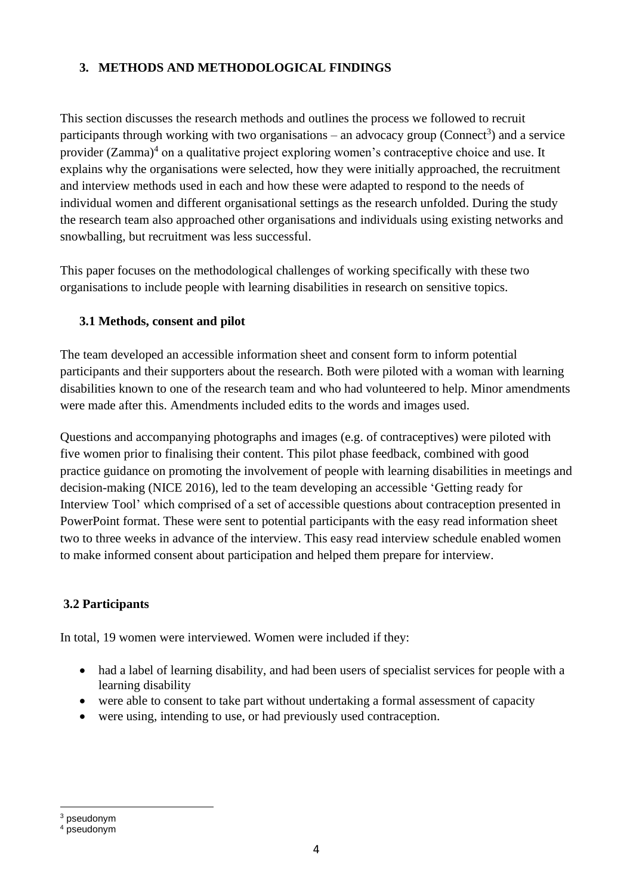## 3. METHODS AND METHODOLOGICAL FINDINGS

This section discusses the research methods and outlines the process we followed to recruit participants through working with two organisations – an advocacy group (Connect[3]) and a service provider (Zamma)[4] on a qualitative project exploring women's contraceptive choice and use. It explains why the organisations were selected, how they were initially approached, the recruitment and interview methods used in each and how these were adapted to respond to the needs of individual women and different organisational settings as the research unfolded. During the study the research team also approached other organisations and individuals using existing networks and snowballing, but recruitment was less successful.

This paper focuses on the methodological challenges of working specifically with these two organisations to include people with learning disabilities in research on sensitive topics.

### 3.1 Methods, consent and pilot

The team developed an accessible information sheet and consent form to inform potential participants and their supporters about the research. Both were piloted with a woman with learning disabilities known to one of the research team and who had volunteered to help. Minor amendments were made after this. Amendments included edits to the words and images used.

Questions and accompanying photographs and images (e.g. of contraceptives) were piloted with five women prior to finalising their content. This pilot phase feedback, combined with good practice guidance on promoting the involvement of people with learning disabilities in meetings and decision-making (NICE 2016), led to the team developing an accessible 'Getting ready for Interview Tool' which comprised of a set of accessible questions about contraception presented in PowerPoint format. These were sent to potential participants with the easy read information sheet two to three weeks in advance of the interview. This easy read interview schedule enabled women to make informed consent about participation and helped them prepare for interview.

### 3.2 Participants

In total, 19 women were interviewed. Women were included if they:

- had a label of learning disability, and had been users of specialist services for people with a learning disability
- were able to consent to take part without undertaking a formal assessment of capacity
- were using, intending to use, or had previously used contraception.

[3] pseudonym
[4] pseudonym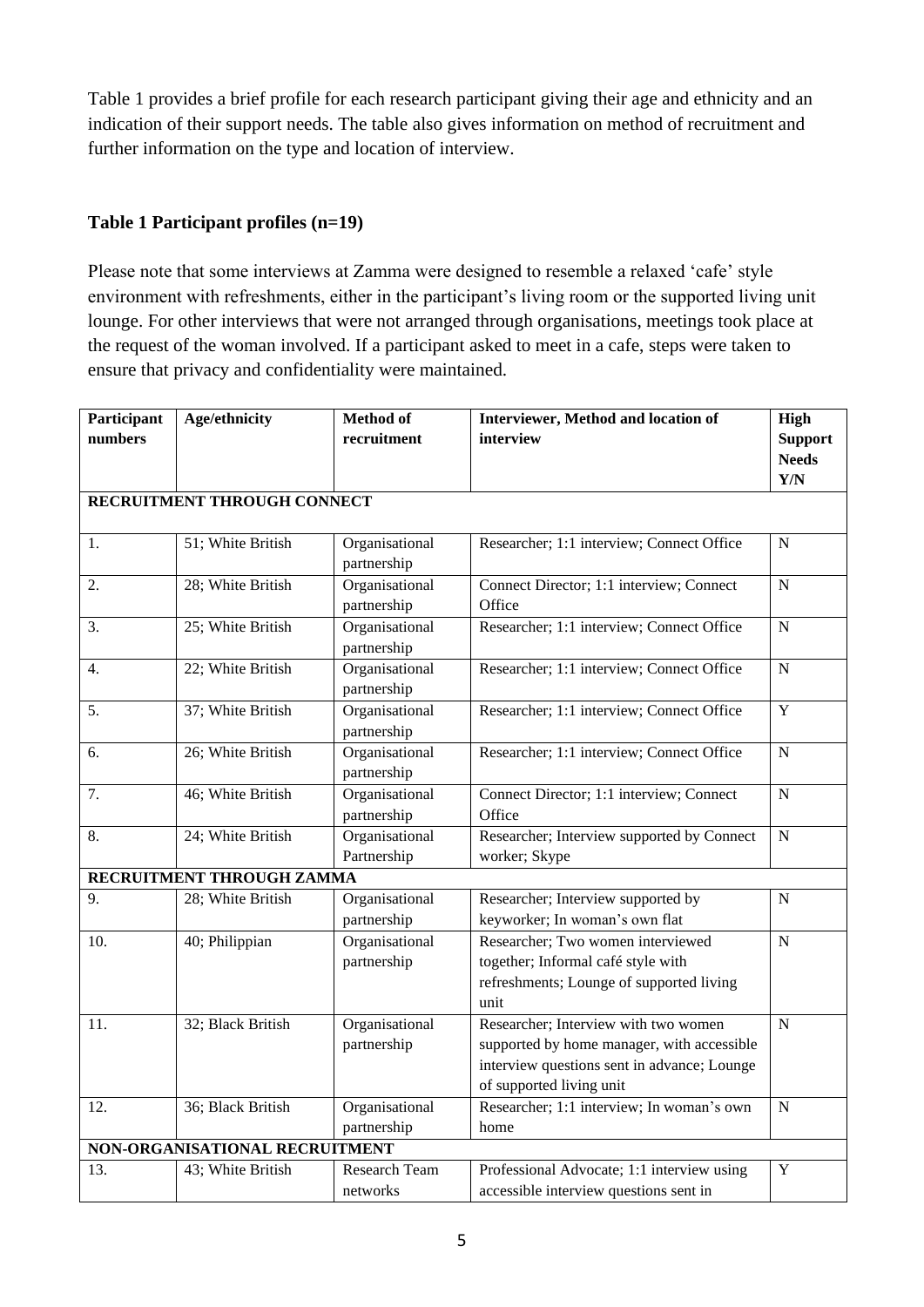Table 1 provides a brief profile for each research participant giving their age and ethnicity and an indication of their support needs. The table also gives information on method of recruitment and further information on the type and location of interview.

**Table 1 Participant profiles (n=19)**

Please note that some interviews at Zamma were designed to resemble a relaxed 'cafe' style environment with refreshments, either in the participant's living room or the supported living unit lounge. For other interviews that were not arranged through organisations, meetings took place at the request of the woman involved. If a participant asked to meet in a cafe, steps were taken to ensure that privacy and confidentiality were maintained.

| Participant numbers | Age/ethnicity | Method of recruitment | Interviewer, Method and location of interview | High Support Needs Y/N |
|---|---|---|---|---|
| **RECRUITMENT THROUGH CONNECT** | | | | |
| 1. | 51; White British | Organisational partnership | Researcher; 1:1 interview; Connect Office | N |
| 2. | 28; White British | Organisational partnership | Connect Director; 1:1 interview; Connect Office | N |
| 3. | 25; White British | Organisational partnership | Researcher; 1:1 interview; Connect Office | N |
| 4. | 22; White British | Organisational partnership | Researcher; 1:1 interview; Connect Office | N |
| 5. | 37; White British | Organisational partnership | Researcher; 1:1 interview; Connect Office | Y |
| 6. | 26; White British | Organisational partnership | Researcher; 1:1 interview; Connect Office | N |
| 7. | 46; White British | Organisational partnership | Connect Director; 1:1 interview; Connect Office | N |
| 8. | 24; White British | Organisational Partnership | Researcher; Interview supported by Connect worker; Skype | N |
| **RECRUITMENT THROUGH ZAMMA** | | | | |
| 9. | 28; White British | Organisational partnership | Researcher; Interview supported by keyworker; In woman's own flat | N |
| 10. | 40; Philippian | Organisational partnership | Researcher; Two women interviewed together; Informal café style with refreshments; Lounge of supported living unit | N |
| 11. | 32; Black British | Organisational partnership | Researcher; Interview with two women supported by home manager, with accessible interview questions sent in advance; Lounge of supported living unit | N |
| 12. | 36; Black British | Organisational partnership | Researcher; 1:1 interview; In woman's own home | N |
| **NON-ORGANISATIONAL RECRUITMENT** | | | | |
| 13. | 43; White British | Research Team networks | Professional Advocate; 1:1 interview using accessible interview questions sent in | Y |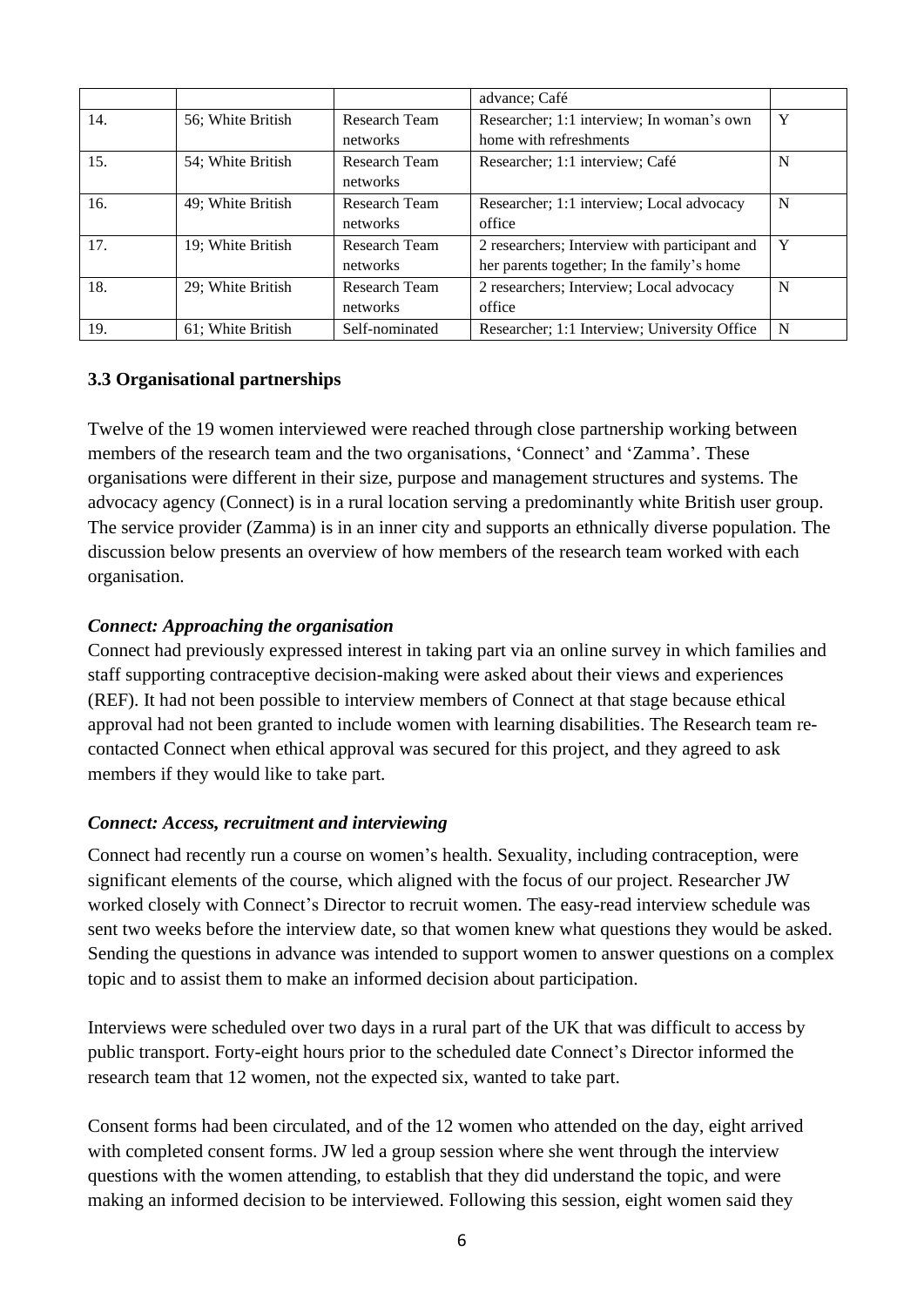| | | | advance; Café | |
|---|---|---|---|---|
| 14. | 56; White British | Research Team networks | Researcher; 1:1 interview; In woman's own home with refreshments | Y |
| 15. | 54; White British | Research Team networks | Researcher; 1:1 interview; Café | N |
| 16. | 49; White British | Research Team networks | Researcher; 1:1 interview; Local advocacy office | N |
| 17. | 19; White British | Research Team networks | 2 researchers; Interview with participant and her parents together; In the family's home | Y |
| 18. | 29; White British | Research Team networks | 2 researchers; Interview; Local advocacy office | N |
| 19. | 61; White British | Self-nominated | Researcher; 1:1 Interview; University Office | N |

### 3.3 Organisational partnerships

Twelve of the 19 women interviewed were reached through close partnership working between members of the research team and the two organisations, 'Connect' and 'Zamma'. These organisations were different in their size, purpose and management structures and systems. The advocacy agency (Connect) is in a rural location serving a predominantly white British user group. The service provider (Zamma) is in an inner city and supports an ethnically diverse population. The discussion below presents an overview of how members of the research team worked with each organisation.

***Connect: Approaching the organisation***

Connect had previously expressed interest in taking part via an online survey in which families and staff supporting contraceptive decision-making were asked about their views and experiences (REF). It had not been possible to interview members of Connect at that stage because ethical approval had not been granted to include women with learning disabilities. The Research team re-contacted Connect when ethical approval was secured for this project, and they agreed to ask members if they would like to take part.

***Connect: Access, recruitment and interviewing***

Connect had recently run a course on women's health. Sexuality, including contraception, were significant elements of the course, which aligned with the focus of our project. Researcher JW worked closely with Connect's Director to recruit women. The easy-read interview schedule was sent two weeks before the interview date, so that women knew what questions they would be asked. Sending the questions in advance was intended to support women to answer questions on a complex topic and to assist them to make an informed decision about participation.

Interviews were scheduled over two days in a rural part of the UK that was difficult to access by public transport. Forty-eight hours prior to the scheduled date Connect's Director informed the research team that 12 women, not the expected six, wanted to take part.

Consent forms had been circulated, and of the 12 women who attended on the day, eight arrived with completed consent forms. JW led a group session where she went through the interview questions with the women attending, to establish that they did understand the topic, and were making an informed decision to be interviewed. Following this session, eight women said they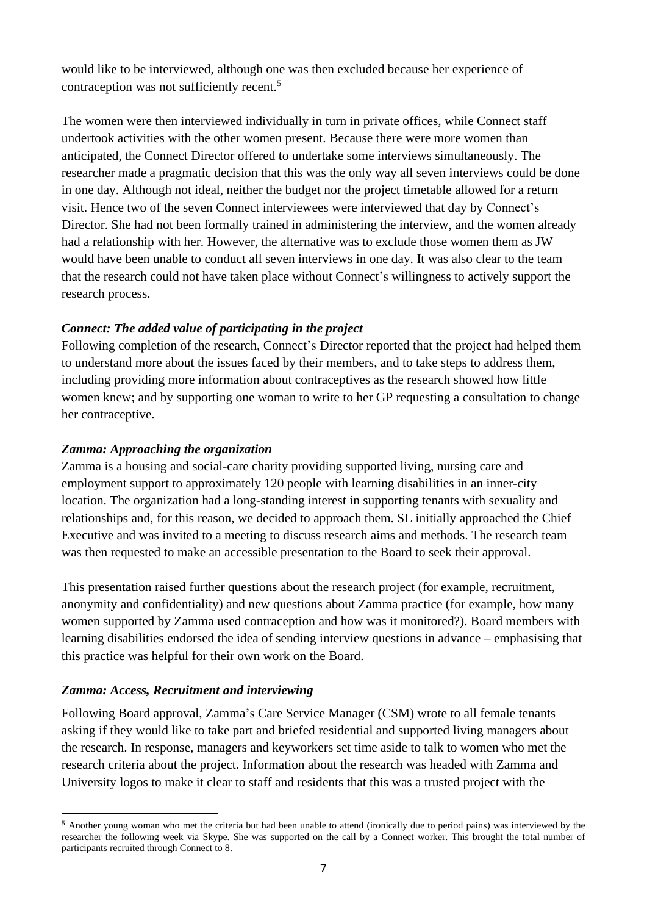would like to be interviewed, although one was then excluded because her experience of contraception was not sufficiently recent.[5]

The women were then interviewed individually in turn in private offices, while Connect staff undertook activities with the other women present. Because there were more women than anticipated, the Connect Director offered to undertake some interviews simultaneously. The researcher made a pragmatic decision that this was the only way all seven interviews could be done in one day. Although not ideal, neither the budget nor the project timetable allowed for a return visit. Hence two of the seven Connect interviewees were interviewed that day by Connect's Director. She had not been formally trained in administering the interview, and the women already had a relationship with her. However, the alternative was to exclude those women them as JW would have been unable to conduct all seven interviews in one day. It was also clear to the team that the research could not have taken place without Connect's willingness to actively support the research process.

***Connect: The added value of participating in the project***

Following completion of the research, Connect's Director reported that the project had helped them to understand more about the issues faced by their members, and to take steps to address them, including providing more information about contraceptives as the research showed how little women knew; and by supporting one woman to write to her GP requesting a consultation to change her contraceptive.

***Zamma: Approaching the organization***

Zamma is a housing and social-care charity providing supported living, nursing care and employment support to approximately 120 people with learning disabilities in an inner-city location. The organization had a long-standing interest in supporting tenants with sexuality and relationships and, for this reason, we decided to approach them. SL initially approached the Chief Executive and was invited to a meeting to discuss research aims and methods. The research team was then requested to make an accessible presentation to the Board to seek their approval.

This presentation raised further questions about the research project (for example, recruitment, anonymity and confidentiality) and new questions about Zamma practice (for example, how many women supported by Zamma used contraception and how was it monitored?). Board members with learning disabilities endorsed the idea of sending interview questions in advance – emphasising that this practice was helpful for their own work on the Board.

***Zamma: Access, Recruitment and interviewing***

Following Board approval, Zamma's Care Service Manager (CSM) wrote to all female tenants asking if they would like to take part and briefed residential and supported living managers about the research. In response, managers and keyworkers set time aside to talk to women who met the research criteria about the project. Information about the research was headed with Zamma and University logos to make it clear to staff and residents that this was a trusted project with the

[5] Another young woman who met the criteria but had been unable to attend (ironically due to period pains) was interviewed by the researcher the following week via Skype. She was supported on the call by a Connect worker. This brought the total number of participants recruited through Connect to 8.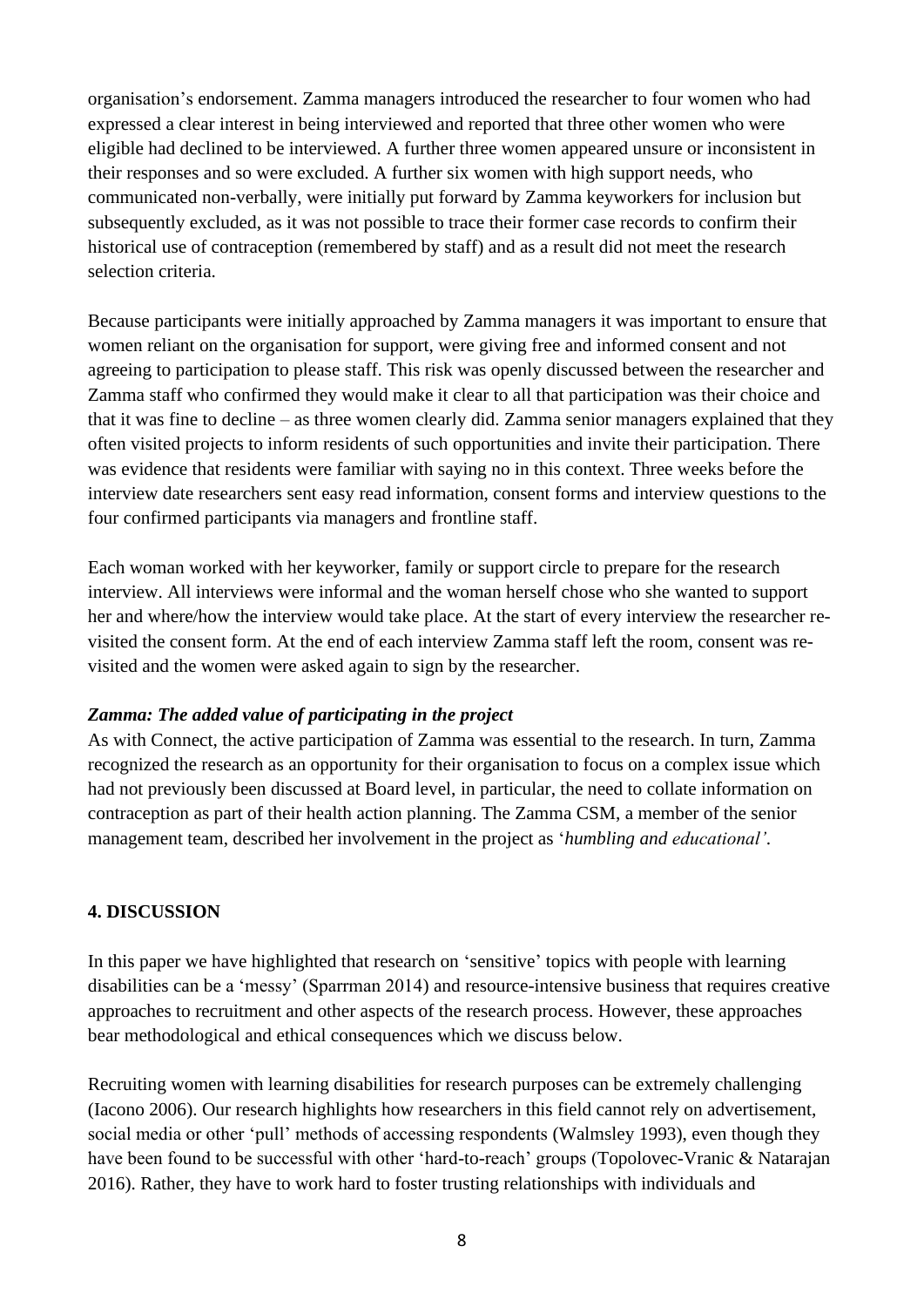organisation's endorsement. Zamma managers introduced the researcher to four women who had expressed a clear interest in being interviewed and reported that three other women who were eligible had declined to be interviewed. A further three women appeared unsure or inconsistent in their responses and so were excluded. A further six women with high support needs, who communicated non-verbally, were initially put forward by Zamma keyworkers for inclusion but subsequently excluded, as it was not possible to trace their former case records to confirm their historical use of contraception (remembered by staff) and as a result did not meet the research selection criteria.

Because participants were initially approached by Zamma managers it was important to ensure that women reliant on the organisation for support, were giving free and informed consent and not agreeing to participation to please staff. This risk was openly discussed between the researcher and Zamma staff who confirmed they would make it clear to all that participation was their choice and that it was fine to decline – as three women clearly did. Zamma senior managers explained that they often visited projects to inform residents of such opportunities and invite their participation. There was evidence that residents were familiar with saying no in this context. Three weeks before the interview date researchers sent easy read information, consent forms and interview questions to the four confirmed participants via managers and frontline staff.

Each woman worked with her keyworker, family or support circle to prepare for the research interview. All interviews were informal and the woman herself chose who she wanted to support her and where/how the interview would take place. At the start of every interview the researcher re-visited the consent form. At the end of each interview Zamma staff left the room, consent was re-visited and the women were asked again to sign by the researcher.

***Zamma: The added value of participating in the project***

As with Connect, the active participation of Zamma was essential to the research. In turn, Zamma recognized the research as an opportunity for their organisation to focus on a complex issue which had not previously been discussed at Board level, in particular, the need to collate information on contraception as part of their health action planning. The Zamma CSM, a member of the senior management team, described her involvement in the project as '*humbling and educational'*.

## 4. DISCUSSION

In this paper we have highlighted that research on 'sensitive' topics with people with learning disabilities can be a 'messy' (Sparrman 2014) and resource-intensive business that requires creative approaches to recruitment and other aspects of the research process. However, these approaches bear methodological and ethical consequences which we discuss below.

Recruiting women with learning disabilities for research purposes can be extremely challenging (Iacono 2006). Our research highlights how researchers in this field cannot rely on advertisement, social media or other 'pull' methods of accessing respondents (Walmsley 1993), even though they have been found to be successful with other 'hard-to-reach' groups (Topolovec-Vranic & Natarajan 2016). Rather, they have to work hard to foster trusting relationships with individuals and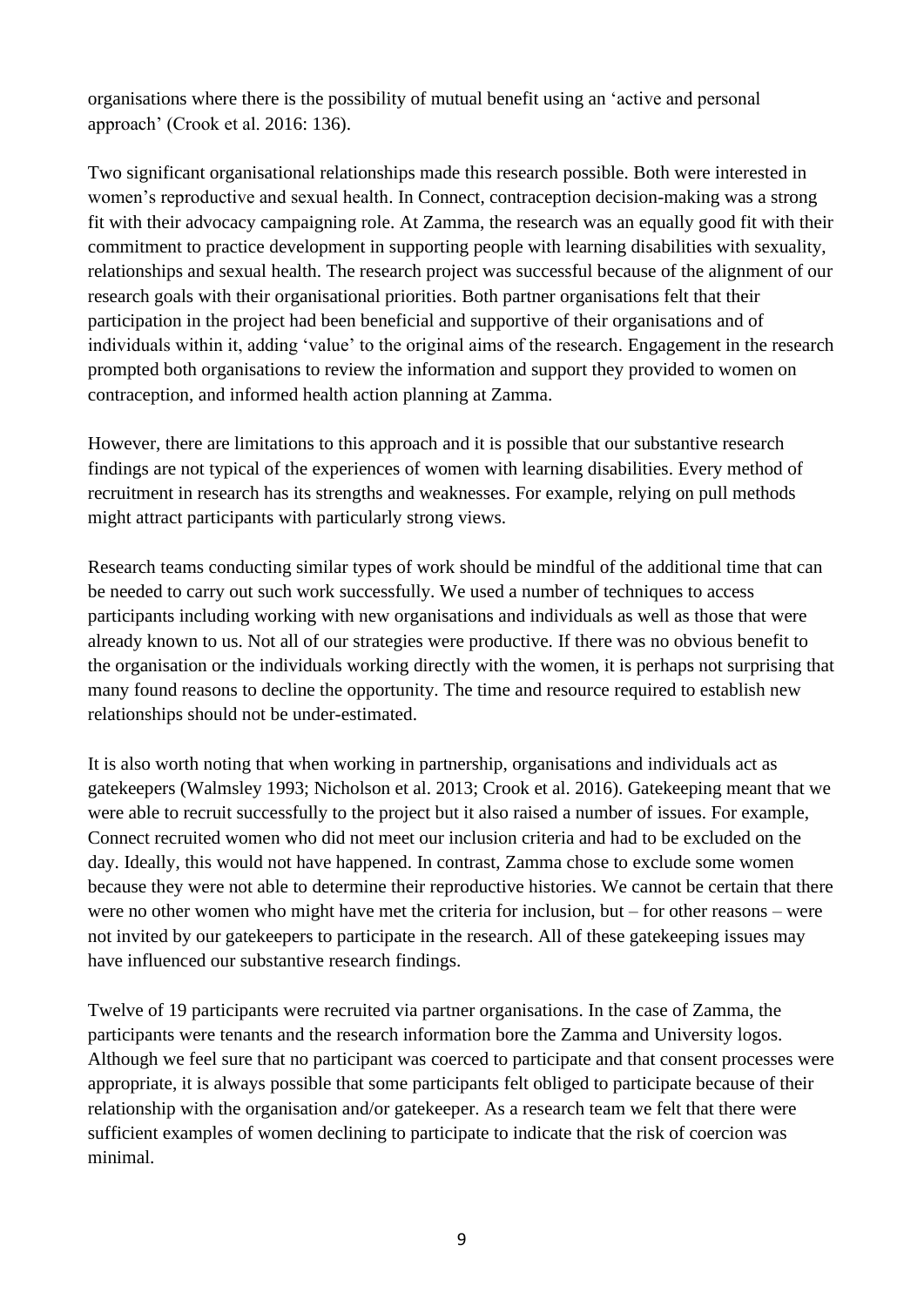organisations where there is the possibility of mutual benefit using an 'active and personal approach' (Crook et al. 2016: 136).

Two significant organisational relationships made this research possible. Both were interested in women's reproductive and sexual health. In Connect, contraception decision-making was a strong fit with their advocacy campaigning role. At Zamma, the research was an equally good fit with their commitment to practice development in supporting people with learning disabilities with sexuality, relationships and sexual health. The research project was successful because of the alignment of our research goals with their organisational priorities. Both partner organisations felt that their participation in the project had been beneficial and supportive of their organisations and of individuals within it, adding 'value' to the original aims of the research. Engagement in the research prompted both organisations to review the information and support they provided to women on contraception, and informed health action planning at Zamma.

However, there are limitations to this approach and it is possible that our substantive research findings are not typical of the experiences of women with learning disabilities. Every method of recruitment in research has its strengths and weaknesses. For example, relying on pull methods might attract participants with particularly strong views.

Research teams conducting similar types of work should be mindful of the additional time that can be needed to carry out such work successfully. We used a number of techniques to access participants including working with new organisations and individuals as well as those that were already known to us. Not all of our strategies were productive. If there was no obvious benefit to the organisation or the individuals working directly with the women, it is perhaps not surprising that many found reasons to decline the opportunity. The time and resource required to establish new relationships should not be under-estimated.

It is also worth noting that when working in partnership, organisations and individuals act as gatekeepers (Walmsley 1993; Nicholson et al. 2013; Crook et al. 2016). Gatekeeping meant that we were able to recruit successfully to the project but it also raised a number of issues. For example, Connect recruited women who did not meet our inclusion criteria and had to be excluded on the day. Ideally, this would not have happened. In contrast, Zamma chose to exclude some women because they were not able to determine their reproductive histories. We cannot be certain that there were no other women who might have met the criteria for inclusion, but – for other reasons – were not invited by our gatekeepers to participate in the research. All of these gatekeeping issues may have influenced our substantive research findings.

Twelve of 19 participants were recruited via partner organisations. In the case of Zamma, the participants were tenants and the research information bore the Zamma and University logos. Although we feel sure that no participant was coerced to participate and that consent processes were appropriate, it is always possible that some participants felt obliged to participate because of their relationship with the organisation and/or gatekeeper. As a research team we felt that there were sufficient examples of women declining to participate to indicate that the risk of coercion was minimal.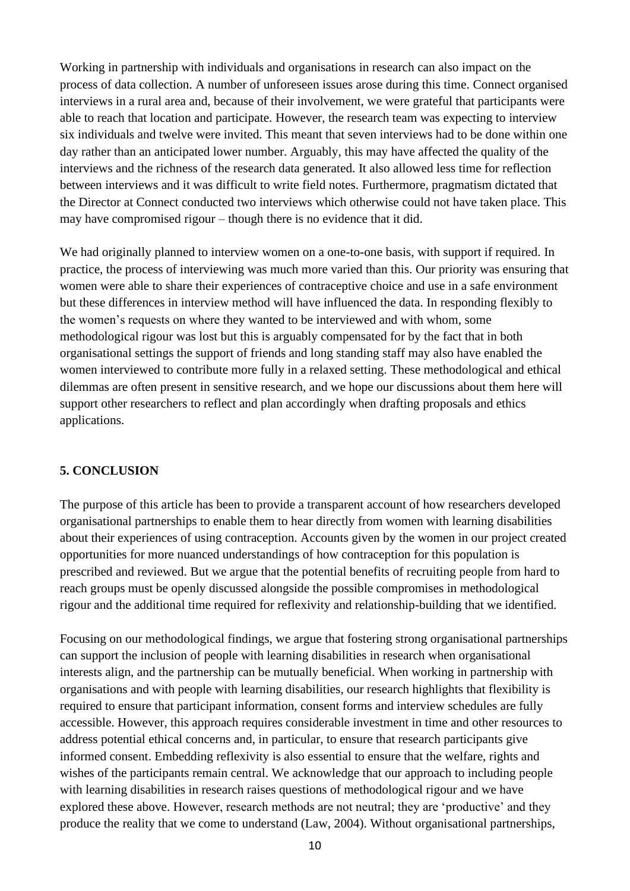Working in partnership with individuals and organisations in research can also impact on the process of data collection. A number of unforeseen issues arose during this time. Connect organised interviews in a rural area and, because of their involvement, we were grateful that participants were able to reach that location and participate. However, the research team was expecting to interview six individuals and twelve were invited. This meant that seven interviews had to be done within one day rather than an anticipated lower number. Arguably, this may have affected the quality of the interviews and the richness of the research data generated. It also allowed less time for reflection between interviews and it was difficult to write field notes. Furthermore, pragmatism dictated that the Director at Connect conducted two interviews which otherwise could not have taken place. This may have compromised rigour – though there is no evidence that it did.

We had originally planned to interview women on a one-to-one basis, with support if required. In practice, the process of interviewing was much more varied than this. Our priority was ensuring that women were able to share their experiences of contraceptive choice and use in a safe environment but these differences in interview method will have influenced the data. In responding flexibly to the women's requests on where they wanted to be interviewed and with whom, some methodological rigour was lost but this is arguably compensated for by the fact that in both organisational settings the support of friends and long standing staff may also have enabled the women interviewed to contribute more fully in a relaxed setting. These methodological and ethical dilemmas are often present in sensitive research, and we hope our discussions about them here will support other researchers to reflect and plan accordingly when drafting proposals and ethics applications.

## 5. CONCLUSION

The purpose of this article has been to provide a transparent account of how researchers developed organisational partnerships to enable them to hear directly from women with learning disabilities about their experiences of using contraception. Accounts given by the women in our project created opportunities for more nuanced understandings of how contraception for this population is prescribed and reviewed. But we argue that the potential benefits of recruiting people from hard to reach groups must be openly discussed alongside the possible compromises in methodological rigour and the additional time required for reflexivity and relationship-building that we identified.

Focusing on our methodological findings, we argue that fostering strong organisational partnerships can support the inclusion of people with learning disabilities in research when organisational interests align, and the partnership can be mutually beneficial. When working in partnership with organisations and with people with learning disabilities, our research highlights that flexibility is required to ensure that participant information, consent forms and interview schedules are fully accessible. However, this approach requires considerable investment in time and other resources to address potential ethical concerns and, in particular, to ensure that research participants give informed consent. Embedding reflexivity is also essential to ensure that the welfare, rights and wishes of the participants remain central. We acknowledge that our approach to including people with learning disabilities in research raises questions of methodological rigour and we have explored these above. However, research methods are not neutral; they are 'productive' and they produce the reality that we come to understand (Law, 2004). Without organisational partnerships,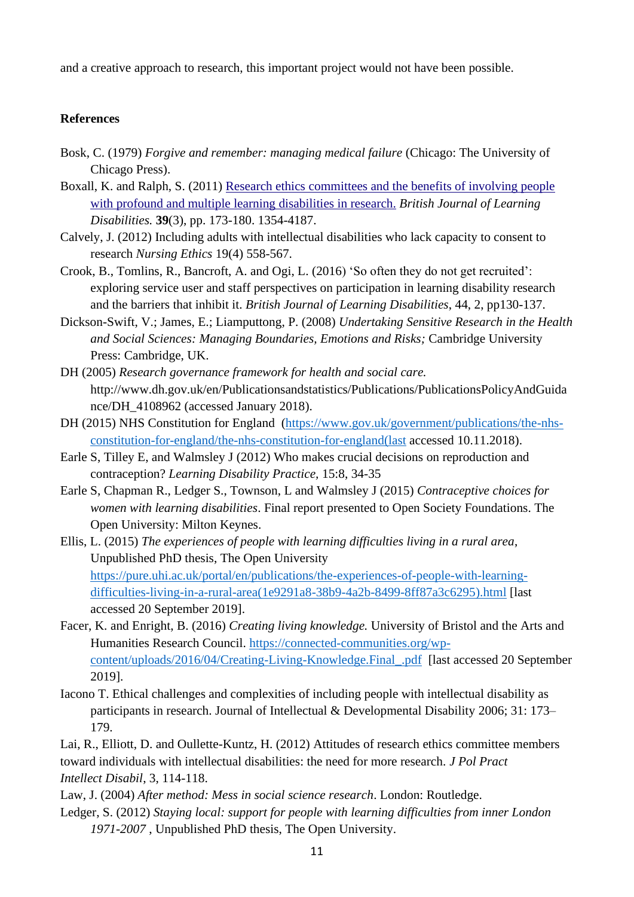and a creative approach to research, this important project would not have been possible.

**References**

Bosk, C. (1979) *Forgive and remember: managing medical failure* (Chicago: The University of Chicago Press).

Boxall, K. and Ralph, S. (2011) Research ethics committees and the benefits of involving people with profound and multiple learning disabilities in research. *British Journal of Learning Disabilities.* **39**(3), pp. 173-180. 1354-4187.

Calvely, J. (2012) Including adults with intellectual disabilities who lack capacity to consent to research *Nursing Ethics* 19(4) 558-567.

Crook, B., Tomlins, R., Bancroft, A. and Ogi, L. (2016) 'So often they do not get recruited': exploring service user and staff perspectives on participation in learning disability research and the barriers that inhibit it. *British Journal of Learning Disabilities*, 44, 2, pp130-137.

Dickson-Swift, V.; James, E.; Liamputtong, P. (2008) *Undertaking Sensitive Research in the Health and Social Sciences: Managing Boundaries, Emotions and Risks;* Cambridge University Press: Cambridge, UK.

DH (2005) *Research governance framework for health and social care.* http://www.dh.gov.uk/en/Publicationsandstatistics/Publications/PublicationsPolicyAndGuidance/DH_4108962 (accessed January 2018).

DH (2015) NHS Constitution for England (https://www.gov.uk/government/publications/the-nhs-constitution-for-england/the-nhs-constitution-for-england(last accessed 10.11.2018).

Earle S, Tilley E, and Walmsley J (2012) Who makes crucial decisions on reproduction and contraception? *Learning Disability Practice*, 15:8, 34-35

Earle S, Chapman R., Ledger S., Townson, L and Walmsley J (2015) *Contraceptive choices for women with learning disabilities*. Final report presented to Open Society Foundations. The Open University: Milton Keynes.

Ellis, L. (2015) *The experiences of people with learning difficulties living in a rural area*, Unpublished PhD thesis, The Open University https://pure.uhi.ac.uk/portal/en/publications/the-experiences-of-people-with-learning-difficulties-living-in-a-rural-area(1e9291a8-38b9-4a2b-8499-8ff87a3c6295).html [last accessed 20 September 2019].

Facer, K. and Enright, B. (2016) *Creating living knowledge.* University of Bristol and the Arts and Humanities Research Council. https://connected-communities.org/wp-content/uploads/2016/04/Creating-Living-Knowledge.Final_.pdf [last accessed 20 September 2019].

Iacono T. Ethical challenges and complexities of including people with intellectual disability as participants in research. Journal of Intellectual & Developmental Disability 2006; 31: 173–179.

Lai, R., Elliott, D. and Oullette-Kuntz, H. (2012) Attitudes of research ethics committee members toward individuals with intellectual disabilities: the need for more research. *J Pol Pract Intellect Disabil*, 3, 114-118.

Law, J. (2004) *After method: Mess in social science research*. London: Routledge.

Ledger, S. (2012) *Staying local: support for people with learning difficulties from inner London 1971-2007* , Unpublished PhD thesis, The Open University.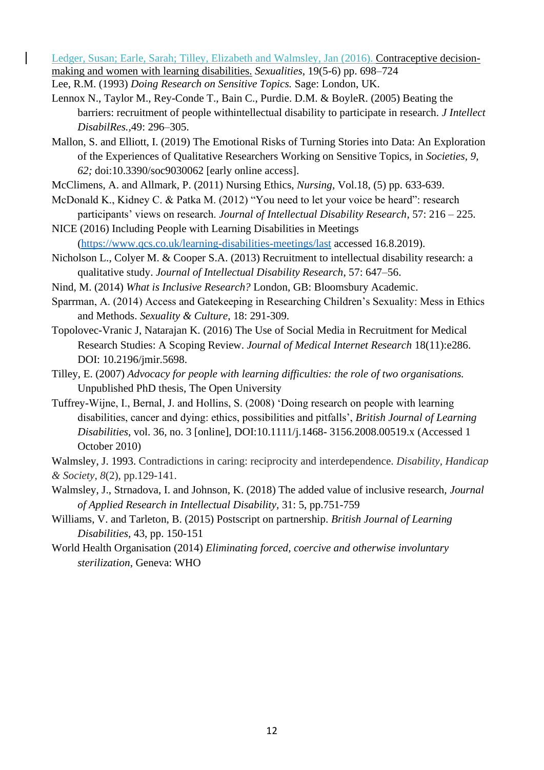Ledger, Susan; Earle, Sarah; Tilley, Elizabeth and Walmsley, Jan (2016). Contraceptive decision-making and women with learning disabilities. *Sexualities*, 19(5-6) pp. 698–724

Lee, R.M. (1993) *Doing Research on Sensitive Topics.* Sage: London, UK.

Lennox N., Taylor M., Rey-Conde T., Bain C., Purdie. D.M. & BoyleR. (2005) Beating the barriers: recruitment of people withintellectual disability to participate in research. *J Intellect DisabilRes.*,49: 296–305.

Mallon, S. and Elliott, I. (2019) The Emotional Risks of Turning Stories into Data: An Exploration of the Experiences of Qualitative Researchers Working on Sensitive Topics, in *Societies, 9, 62;* doi:10.3390/soc9030062 [early online access].

McClimens, A. and Allmark, P. (2011) Nursing Ethics, *Nursing*, Vol.18, (5) pp. 633-639.

McDonald K., Kidney C. & Patka M. (2012) "You need to let your voice be heard": research participants' views on research. *Journal of Intellectual Disability Research*, 57: 216 – 225.

NICE (2016) Including People with Learning Disabilities in Meetings (https://www.qcs.co.uk/learning-disabilities-meetings/last accessed 16.8.2019).

Nicholson L., Colyer M. & Cooper S.A. (2013) Recruitment to intellectual disability research: a qualitative study. *Journal of Intellectual Disability Research*, 57: 647–56.

Nind, M. (2014) *What is Inclusive Research?* London, GB: Bloomsbury Academic.

Sparrman, A. (2014) Access and Gatekeeping in Researching Children's Sexuality: Mess in Ethics and Methods. *Sexuality & Culture*, 18: 291-309.

Topolovec-Vranic J, Natarajan K. (2016) The Use of Social Media in Recruitment for Medical Research Studies: A Scoping Review. *Journal of Medical Internet Research* 18(11):e286. DOI: 10.2196/jmir.5698.

Tilley, E. (2007) *Advocacy for people with learning difficulties: the role of two organisations.* Unpublished PhD thesis, The Open University

Tuffrey-Wijne, I., Bernal, J. and Hollins, S. (2008) 'Doing research on people with learning disabilities, cancer and dying: ethics, possibilities and pitfalls', *British Journal of Learning Disabilities*, vol. 36, no. 3 [online], DOI:10.1111/j.1468- 3156.2008.00519.x (Accessed 1 October 2010)

Walmsley, J. 1993. Contradictions in caring: reciprocity and interdependence. *Disability, Handicap & Society*, *8*(2), pp.129-141.

Walmsley, J., Strnadova, I. and Johnson, K. (2018) The added value of inclusive research, *Journal of Applied Research in Intellectual Disability*, 31: 5, pp.751-759

Williams, V. and Tarleton, B. (2015) Postscript on partnership. *British Journal of Learning Disabilities*, 43, pp. 150-151

World Health Organisation (2014) *Eliminating forced, coercive and otherwise involuntary sterilization*, Geneva: WHO